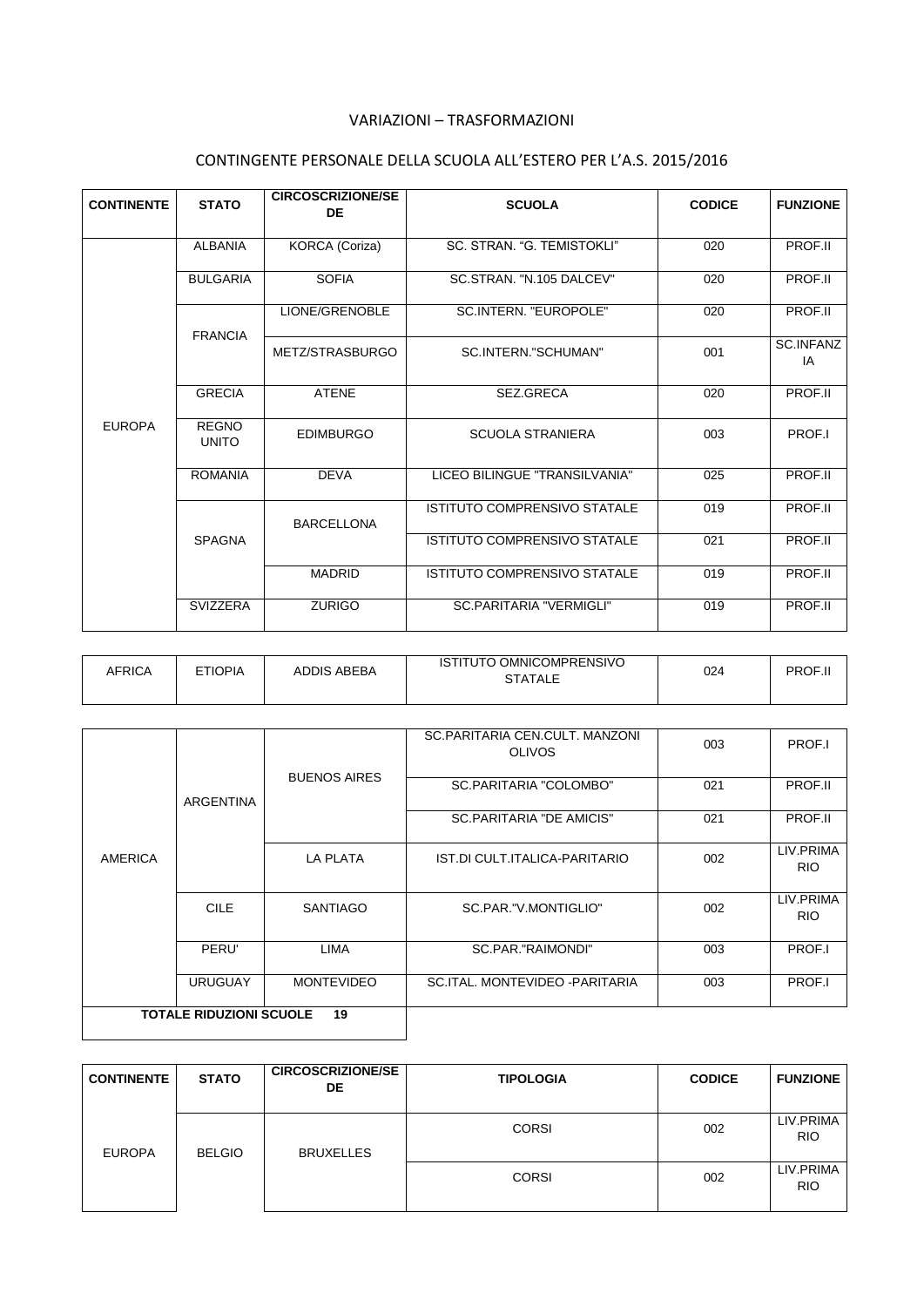VARIAZIONI – TRASFORMAZIONI

CONTINGENTE PERSONALE DELLA SCUOLA ALL'ESTERO PER L'A.S. 2015/2016

| CONTINENTE | STATO | CIRCOSCRIZIONE/SEDE | SCUOLA | CODICE | FUNZIONE |
|---|---|---|---|---|---|
| EUROPA | ALBANIA | KORCA (Coriza) | SC. STRAN. "G. TEMISTOKLI" | 020 | PROF.II |
| | BULGARIA | SOFIA | SC.STRAN. "N.105 DALCEV" | 020 | PROF.II |
| | FRANCIA | LIONE/GRENOBLE | SC.INTERN. "EUROPOLE" | 020 | PROF.II |
| | | METZ/STRASBURGO | SC.INTERN."SCHUMAN" | 001 | SC.INFANZIA |
| | GRECIA | ATENE | SEZ.GRECA | 020 | PROF.II |
| | REGNO UNITO | EDIMBURGO | SCUOLA STRANIERA | 003 | PROF.I |
| | ROMANIA | DEVA | LICEO BILINGUE "TRANSILVANIA" | 025 | PROF.II |
| | SPAGNA | BARCELLONA | ISTITUTO COMPRENSIVO STATALE | 019 | PROF.II |
| | | | ISTITUTO COMPRENSIVO STATALE | 021 | PROF.II |
| | | MADRID | ISTITUTO COMPRENSIVO STATALE | 019 | PROF.II |
| | SVIZZERA | ZURIGO | SC.PARITARIA "VERMIGLI" | 019 | PROF.II |
| AFRICA | ETIOPIA | ADDIS ABEBA | ISTITUTO OMNICOMPRENSIVO STATALE | 024 | PROF.II |
| AMERICA | ARGENTINA | BUENOS AIRES | SC.PARITARIA CEN.CULT. MANZONI OLIVOS | 003 | PROF.I |
| | | | SC.PARITARIA "COLOMBO" | 021 | PROF.II |
| | | | SC.PARITARIA "DE AMICIS" | 021 | PROF.II |
| | | LA PLATA | IST.DI CULT.ITALICA-PARITARIO | 002 | LIV.PRIMARIO |
| | CILE | SANTIAGO | SC.PAR."V.MONTIGLIO" | 002 | LIV.PRIMARIO |
| | PERU' | LIMA | SC.PAR."RAIMONDI" | 003 | PROF.I |
| | URUGUAY | MONTEVIDEO | SC.ITAL. MONTEVIDEO -PARITARIA | 003 | PROF.I |

**TOTALE RIDUZIONI SCUOLE 19**

| CONTINENTE | STATO | CIRCOSCRIZIONE/SEDE | TIPOLOGIA | CODICE | FUNZIONE |
|---|---|---|---|---|---|
| EUROPA | BELGIO | BRUXELLES | CORSI | 002 | LIV.PRIMARIO |
| | | | CORSI | 002 | LIV.PRIMARIO |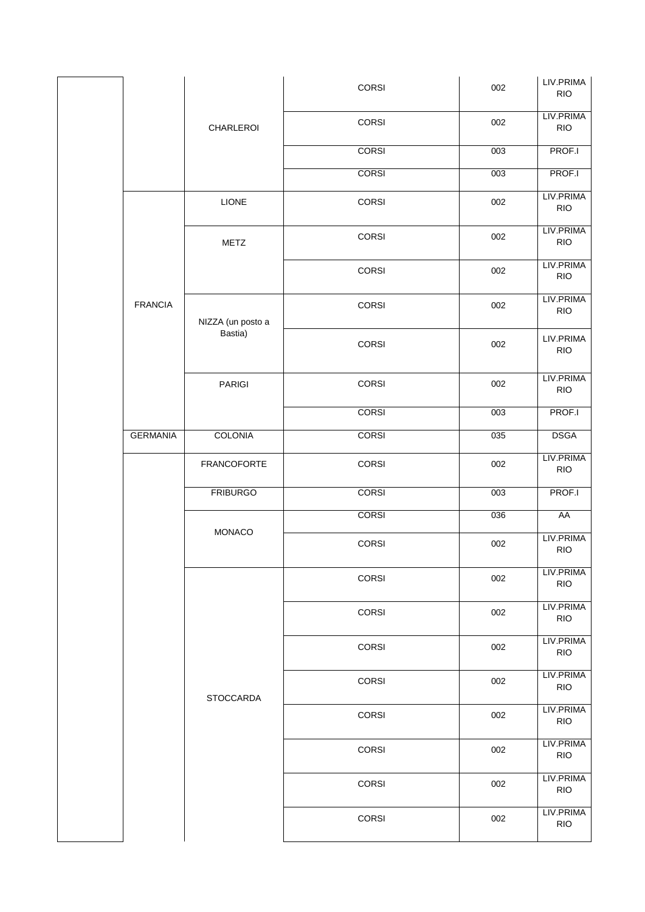| | | | | | |
|---|---|---|---|---|---|
| | | CHARLEROI | CORSI | 002 | LIV.PRIMARIO |
| | | | CORSI | 002 | LIV.PRIMARIO |
| | | | CORSI | 003 | PROF.I |
| | | | CORSI | 003 | PROF.I |
| | FRANCIA | LIONE | CORSI | 002 | LIV.PRIMARIO |
| | | METZ | CORSI | 002 | LIV.PRIMARIO |
| | | | CORSI | 002 | LIV.PRIMARIO |
| | | NIZZA (un posto a Bastia) | CORSI | 002 | LIV.PRIMARIO |
| | | | CORSI | 002 | LIV.PRIMARIO |
| | | PARIGI | CORSI | 002 | LIV.PRIMARIO |
| | | | CORSI | 003 | PROF.I |
| | GERMANIA | COLONIA | CORSI | 035 | DSGA |
| | | FRANCOFORTE | CORSI | 002 | LIV.PRIMARIO |
| | | FRIBURGO | CORSI | 003 | PROF.I |
| | | MONACO | CORSI | 036 | AA |
| | | | CORSI | 002 | LIV.PRIMARIO |
| | | STOCCARDA | CORSI | 002 | LIV.PRIMARIO |
| | | | CORSI | 002 | LIV.PRIMARIO |
| | | | CORSI | 002 | LIV.PRIMARIO |
| | | | CORSI | 002 | LIV.PRIMARIO |
| | | | CORSI | 002 | LIV.PRIMARIO |
| | | | CORSI | 002 | LIV.PRIMARIO |
| | | | CORSI | 002 | LIV.PRIMARIO |
| | | | CORSI | 002 | LIV.PRIMARIO |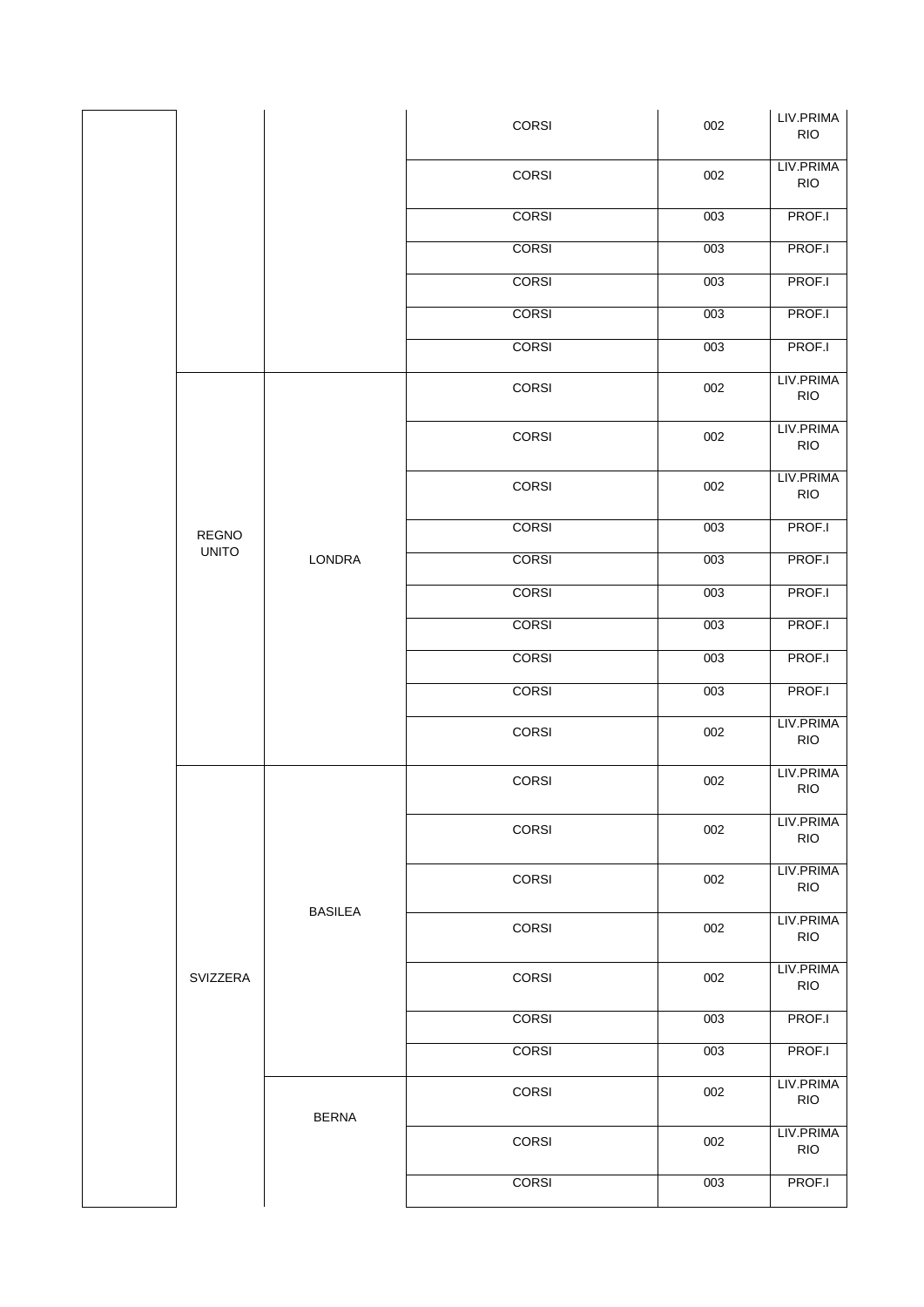| | | | | | |
|---|---|---|---|---|---|
| | | | CORSI | 002 | LIV.PRIMARIO |
| | | | CORSI | 002 | LIV.PRIMARIO |
| | | | CORSI | 003 | PROF.I |
| | | | CORSI | 003 | PROF.I |
| | | | CORSI | 003 | PROF.I |
| | | | CORSI | 003 | PROF.I |
| | | | CORSI | 003 | PROF.I |
| | REGNO UNITO | LONDRA | CORSI | 002 | LIV.PRIMARIO |
| | | | CORSI | 002 | LIV.PRIMARIO |
| | | | CORSI | 002 | LIV.PRIMARIO |
| | | | CORSI | 003 | PROF.I |
| | | | CORSI | 003 | PROF.I |
| | | | CORSI | 003 | PROF.I |
| | | | CORSI | 003 | PROF.I |
| | | | CORSI | 003 | PROF.I |
| | | | CORSI | 003 | PROF.I |
| | | | CORSI | 002 | LIV.PRIMARIO |
| | SVIZZERA | BASILEA | CORSI | 002 | LIV.PRIMARIO |
| | | | CORSI | 002 | LIV.PRIMARIO |
| | | | CORSI | 002 | LIV.PRIMARIO |
| | | | CORSI | 002 | LIV.PRIMARIO |
| | | | CORSI | 002 | LIV.PRIMARIO |
| | | | CORSI | 003 | PROF.I |
| | | | CORSI | 003 | PROF.I |
| | | BERNA | CORSI | 002 | LIV.PRIMARIO |
| | | | CORSI | 002 | LIV.PRIMARIO |
| | | | CORSI | 003 | PROF.I |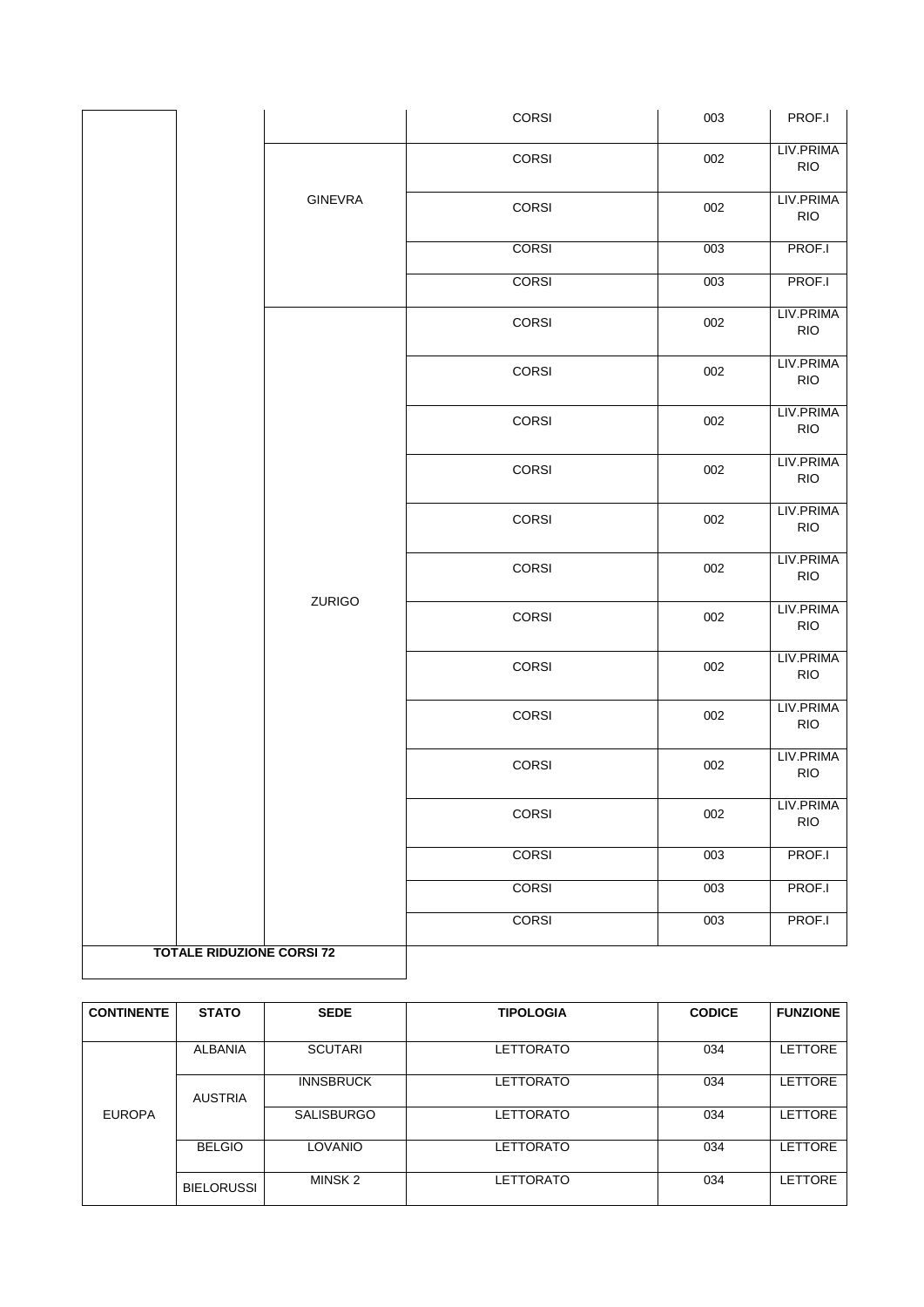| | | | CORSI | 003 | PROF.I |
|---|---|---|---|---|---|
| | | GINEVRA | CORSI | 002 | LIV.PRIMARIO |
| | | | CORSI | 002 | LIV.PRIMARIO |
| | | | CORSI | 003 | PROF.I |
| | | | CORSI | 003 | PROF.I |
| | | ZURIGO | CORSI | 002 | LIV.PRIMARIO |
| | | | CORSI | 002 | LIV.PRIMARIO |
| | | | CORSI | 002 | LIV.PRIMARIO |
| | | | CORSI | 002 | LIV.PRIMARIO |
| | | | CORSI | 002 | LIV.PRIMARIO |
| | | | CORSI | 002 | LIV.PRIMARIO |
| | | | CORSI | 002 | LIV.PRIMARIO |
| | | | CORSI | 002 | LIV.PRIMARIO |
| | | | CORSI | 002 | LIV.PRIMARIO |
| | | | CORSI | 002 | LIV.PRIMARIO |
| | | | CORSI | 002 | LIV.PRIMARIO |
| | | | CORSI | 003 | PROF.I |
| | | | CORSI | 003 | PROF.I |
| | | | CORSI | 003 | PROF.I |
| **TOTALE RIDUZIONE CORSI 72** | | | | | |

| CONTINENTE | STATO | SEDE | TIPOLOGIA | CODICE | FUNZIONE |
|---|---|---|---|---|---|
| EUROPA | ALBANIA | SCUTARI | LETTORATO | 034 | LETTORE |
| | AUSTRIA | INNSBRUCK | LETTORATO | 034 | LETTORE |
| | | SALISBURGO | LETTORATO | 034 | LETTORE |
| | BELGIO | LOVANIO | LETTORATO | 034 | LETTORE |
| | BIELORUSSI | MINSK 2 | LETTORATO | 034 | LETTORE |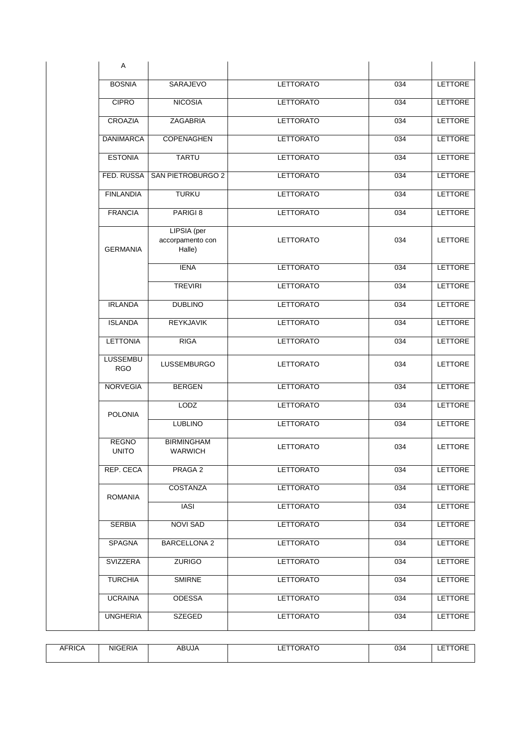| | | | | |
|---|---|---|---|---|
| | A | | | |
| | BOSNIA | SARAJEVO | LETTORATO | 034 | LETTORE |
| | CIPRO | NICOSIA | LETTORATO | 034 | LETTORE |
| | CROAZIA | ZAGABRIA | LETTORATO | 034 | LETTORE |
| | DANIMARCA | COPENAGHEN | LETTORATO | 034 | LETTORE |
| | ESTONIA | TARTU | LETTORATO | 034 | LETTORE |
| | FED. RUSSA | SAN PIETROBURGO 2 | LETTORATO | 034 | LETTORE |
| | FINLANDIA | TURKU | LETTORATO | 034 | LETTORE |
| | FRANCIA | PARIGI 8 | LETTORATO | 034 | LETTORE |
| | GERMANIA | LIPSIA (per accorpamento con Halle) | LETTORATO | 034 | LETTORE |
| | | IENA | LETTORATO | 034 | LETTORE |
| | | TREVIRI | LETTORATO | 034 | LETTORE |
| | IRLANDA | DUBLINO | LETTORATO | 034 | LETTORE |
| | ISLANDA | REYKJAVIK | LETTORATO | 034 | LETTORE |
| | LETTONIA | RIGA | LETTORATO | 034 | LETTORE |
| | LUSSEMBURGO | LUSSEMBURGO | LETTORATO | 034 | LETTORE |
| | NORVEGIA | BERGEN | LETTORATO | 034 | LETTORE |
| | POLONIA | LODZ | LETTORATO | 034 | LETTORE |
| | | LUBLINO | LETTORATO | 034 | LETTORE |
| | REGNO UNITO | BIRMINGHAM WARWICH | LETTORATO | 034 | LETTORE |
| | REP. CECA | PRAGA 2 | LETTORATO | 034 | LETTORE |
| | ROMANIA | COSTANZA | LETTORATO | 034 | LETTORE |
| | | IASI | LETTORATO | 034 | LETTORE |
| | SERBIA | NOVI SAD | LETTORATO | 034 | LETTORE |
| | SPAGNA | BARCELLONA 2 | LETTORATO | 034 | LETTORE |
| | SVIZZERA | ZURIGO | LETTORATO | 034 | LETTORE |
| | TURCHIA | SMIRNE | LETTORATO | 034 | LETTORE |
| | UCRAINA | ODESSA | LETTORATO | 034 | LETTORE |
| | UNGHERIA | SZEGED | LETTORATO | 034 | LETTORE |

| | | | | | |
|---|---|---|---|---|---|
| AFRICA | NIGERIA | ABUJA | LETTORATO | 034 | LETTORE |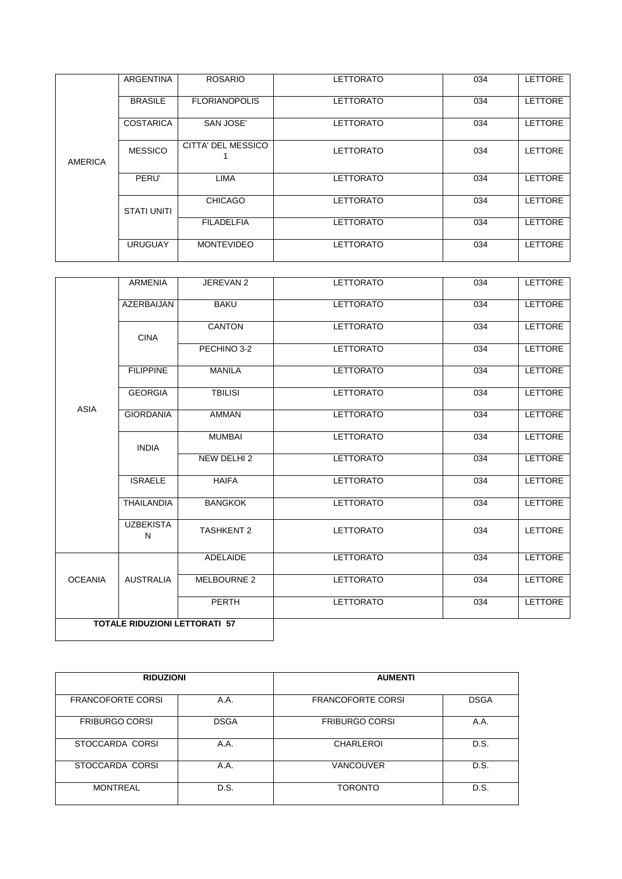| | | | | | |
|---|---|---|---|---|---|
| AMERICA | ARGENTINA | ROSARIO | LETTORATO | 034 | LETTORE |
| | BRASILE | FLORIANOPOLIS | LETTORATO | 034 | LETTORE |
| | COSTARICA | SAN JOSE' | LETTORATO | 034 | LETTORE |
| | MESSICO | CITTA' DEL MESSICO 1 | LETTORATO | 034 | LETTORE |
| | PERU' | LIMA | LETTORATO | 034 | LETTORE |
| | STATI UNITI | CHICAGO | LETTORATO | 034 | LETTORE |
| | | FILADELFIA | LETTORATO | 034 | LETTORE |
| | URUGUAY | MONTEVIDEO | LETTORATO | 034 | LETTORE |

| | | | | | |
|---|---|---|---|---|---|
| ASIA | ARMENIA | JEREVAN 2 | LETTORATO | 034 | LETTORE |
| | AZERBAIJAN | BAKU | LETTORATO | 034 | LETTORE |
| | CINA | CANTON | LETTORATO | 034 | LETTORE |
| | | PECHINO 3-2 | LETTORATO | 034 | LETTORE |
| | FILIPPINE | MANILA | LETTORATO | 034 | LETTORE |
| | GEORGIA | TBILISI | LETTORATO | 034 | LETTORE |
| | GIORDANIA | AMMAN | LETTORATO | 034 | LETTORE |
| | INDIA | MUMBAI | LETTORATO | 034 | LETTORE |
| | | NEW DELHI 2 | LETTORATO | 034 | LETTORE |
| | ISRAELE | HAIFA | LETTORATO | 034 | LETTORE |
| | THAILANDIA | BANGKOK | LETTORATO | 034 | LETTORE |
| | UZBEKISTAN | TASHKENT 2 | LETTORATO | 034 | LETTORE |
| OCEANIA | AUSTRALIA | ADELAIDE | LETTORATO | 034 | LETTORE |
| | | MELBOURNE 2 | LETTORATO | 034 | LETTORE |
| | | PERTH | LETTORATO | 034 | LETTORE |
| **TOTALE RIDUZIONI LETTORATI 57** | | | | | |

| **RIDUZIONI** | | **AUMENTI** | |
|---|---|---|---|
| FRANCOFORTE CORSI | A.A. | FRANCOFORTE CORSI | DSGA |
| FRIBURGO CORSI | DSGA | FRIBURGO CORSI | A.A. |
| STOCCARDA CORSI | A.A. | CHARLEROI | D.S. |
| STOCCARDA CORSI | A.A. | VANCOUVER | D.S. |
| MONTREAL | D.S. | TORONTO | D.S. |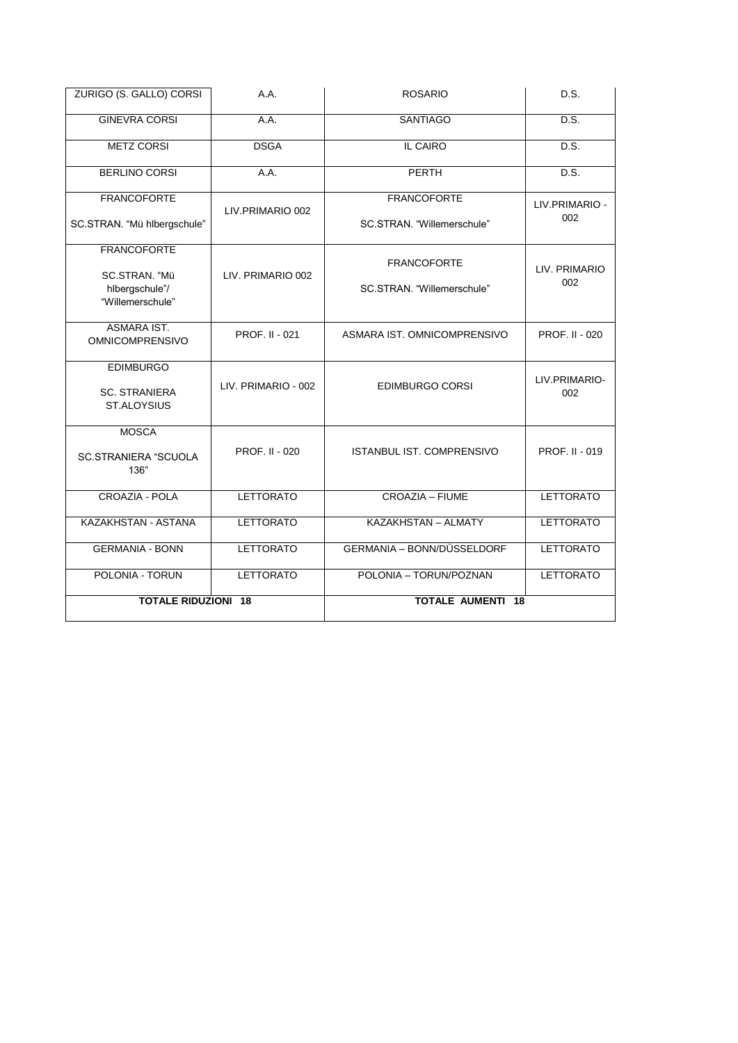| | | | |
|---|---|---|---|
| ZURIGO (S. GALLO) CORSI | A.A. | ROSARIO | D.S. |
| GINEVRA CORSI | A.A. | SANTIAGO | D.S. |
| METZ CORSI | DSGA | IL CAIRO | D.S. |
| BERLINO CORSI | A.A. | PERTH | D.S. |
| FRANCOFORTE SC.STRAN. "Mü hlbergschule" | LIV.PRIMARIO 002 | FRANCOFORTE SC.STRAN. "Willemerschule" | LIV.PRIMARIO - 002 |
| FRANCOFORTE SC.STRAN. "Mü hlbergschule"/ "Willemerschule" | LIV. PRIMARIO 002 | FRANCOFORTE SC.STRAN. "Willemerschule" | LIV. PRIMARIO 002 |
| ASMARA IST. OMNICOMPRENSIVO | PROF. II - 021 | ASMARA IST. OMNICOMPRENSIVO | PROF. II - 020 |
| EDIMBURGO SC. STRANIERA ST.ALOYSIUS | LIV. PRIMARIO - 002 | EDIMBURGO CORSI | LIV.PRIMARIO- 002 |
| MOSCA SC.STRANIERA "SCUOLA 136" | PROF. II - 020 | ISTANBUL IST. COMPRENSIVO | PROF. II - 019 |
| CROAZIA - POLA | LETTORATO | CROAZIA – FIUME | LETTORATO |
| KAZAKHSTAN - ASTANA | LETTORATO | KAZAKHSTAN – ALMATY | LETTORATO |
| GERMANIA - BONN | LETTORATO | GERMANIA – BONN/DÜSSELDORF | LETTORATO |
| POLONIA - TORUN | LETTORATO | POLONIA – TORUN/POZNAN | LETTORATO |
| **TOTALE RIDUZIONI 18** | | **TOTALE AUMENTI 18** | |